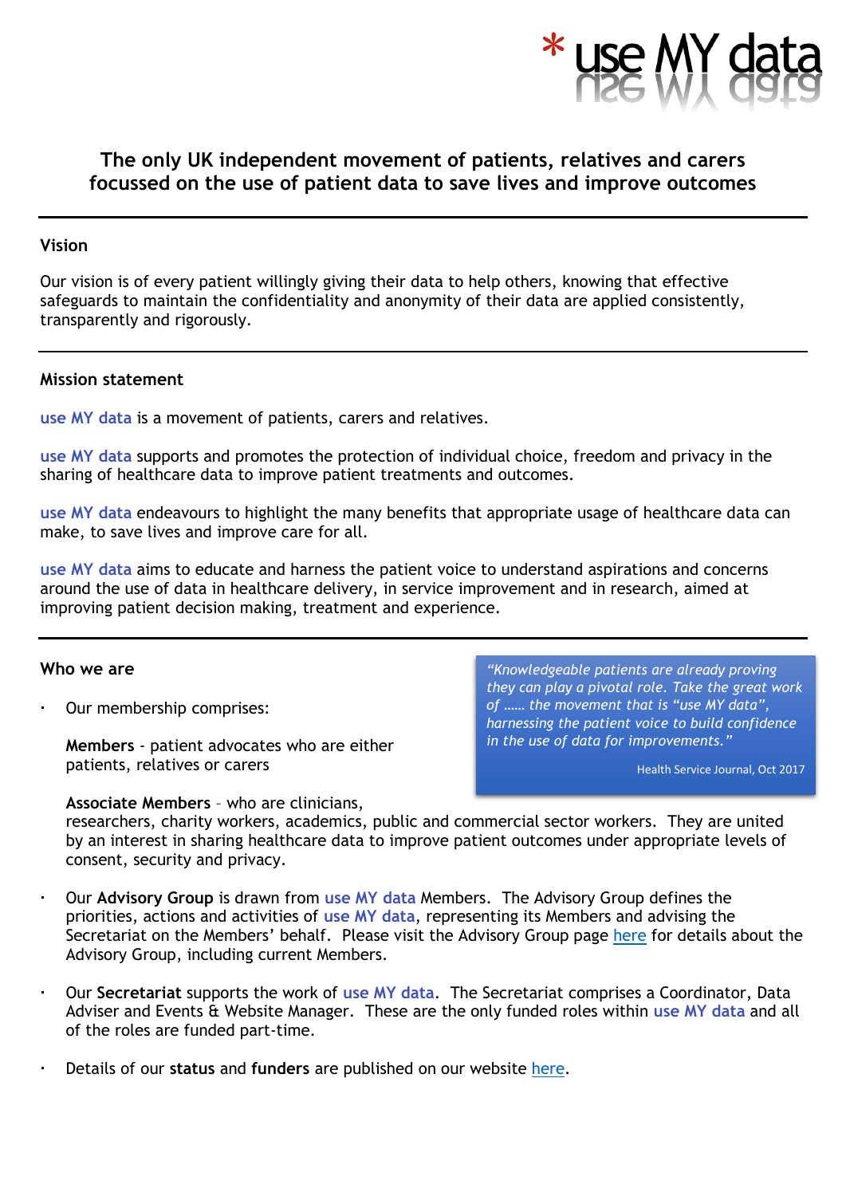\* use MY data

# The only UK independent movement of patients, relatives and carers focussed on the use of patient data to save lives and improve outcomes

---

## Vision

Our vision is of every patient willingly giving their data to help others, knowing that effective safeguards to maintain the confidentiality and anonymity of their data are applied consistently, transparently and rigorously.

---

## Mission statement

**use MY data** is a movement of patients, carers and relatives.

**use MY data** supports and promotes the protection of individual choice, freedom and privacy in the sharing of healthcare data to improve patient treatments and outcomes.

**use MY data** endeavours to highlight the many benefits that appropriate usage of healthcare data can make, to save lives and improve care for all.

**use MY data** aims to educate and harness the patient voice to understand aspirations and concerns around the use of data in healthcare delivery, in service improvement and in research, aimed at improving patient decision making, treatment and experience.

---

## Who we are

> *"Knowledgeable patients are already proving they can play a pivotal role. Take the great work of …… the movement that is "use MY data", harnessing the patient voice to build confidence in the use of data for improvements."*
>
> Health Service Journal, Oct 2017

- Our membership comprises:

  **Members** - patient advocates who are either patients, relatives or carers

  **Associate Members** – who are clinicians, researchers, charity workers, academics, public and commercial sector workers. They are united by an interest in sharing healthcare data to improve patient outcomes under appropriate levels of consent, security and privacy.

- Our **Advisory Group** is drawn from **use MY data** Members. The Advisory Group defines the priorities, actions and activities of **use MY data**, representing its Members and advising the Secretariat on the Members' behalf. Please visit the Advisory Group page here for details about the Advisory Group, including current Members.

- Our **Secretariat** supports the work of **use MY data**. The Secretariat comprises a Coordinator, Data Adviser and Events & Website Manager. These are the only funded roles within **use MY data** and all of the roles are funded part-time.

- Details of our **status** and **funders** are published on our website here.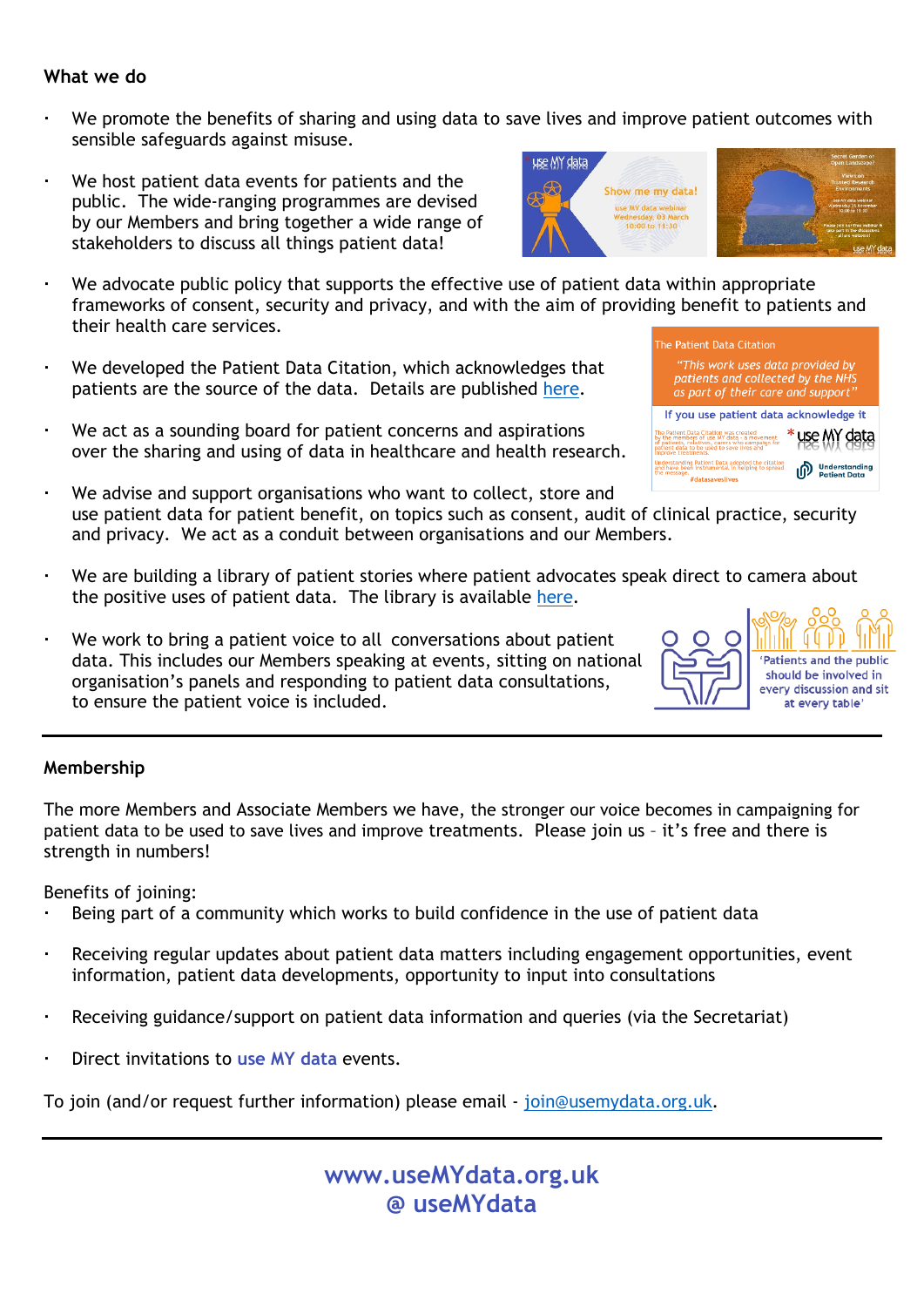## What we do

- We promote the benefits of sharing and using data to save lives and improve patient outcomes with sensible safeguards against misuse.
- We host patient data events for patients and the public. The wide-ranging programmes are devised by our Members and bring together a wide range of stakeholders to discuss all things patient data!
- We advocate public policy that supports the effective use of patient data within appropriate frameworks of consent, security and privacy, and with the aim of providing benefit to patients and their health care services.
- We developed the Patient Data Citation, which acknowledges that patients are the source of the data. Details are published here.
- We act as a sounding board for patient concerns and aspirations over the sharing and using of data in healthcare and health research.
- We advise and support organisations who want to collect, store and use patient data for patient benefit, on topics such as consent, audit of clinical practice, security and privacy. We act as a conduit between organisations and our Members.
- We are building a library of patient stories where patient advocates speak direct to camera about the positive uses of patient data. The library is available here.
- We work to bring a patient voice to all conversations about patient data. This includes our Members speaking at events, sitting on national organisation's panels and responding to patient data consultations, to ensure the patient voice is included.

---

## Membership

The more Members and Associate Members we have, the stronger our voice becomes in campaigning for patient data to be used to save lives and improve treatments. Please join us – it's free and there is strength in numbers!

Benefits of joining:

- Being part of a community which works to build confidence in the use of patient data
- Receiving regular updates about patient data matters including engagement opportunities, event information, patient data developments, opportunity to input into consultations
- Receiving guidance/support on patient data information and queries (via the Secretariat)
- Direct invitations to **use MY data** events.

To join (and/or request further information) please email - join@usemydata.org.uk.

---

**www.useMYdata.org.uk**
**@ useMYdata**